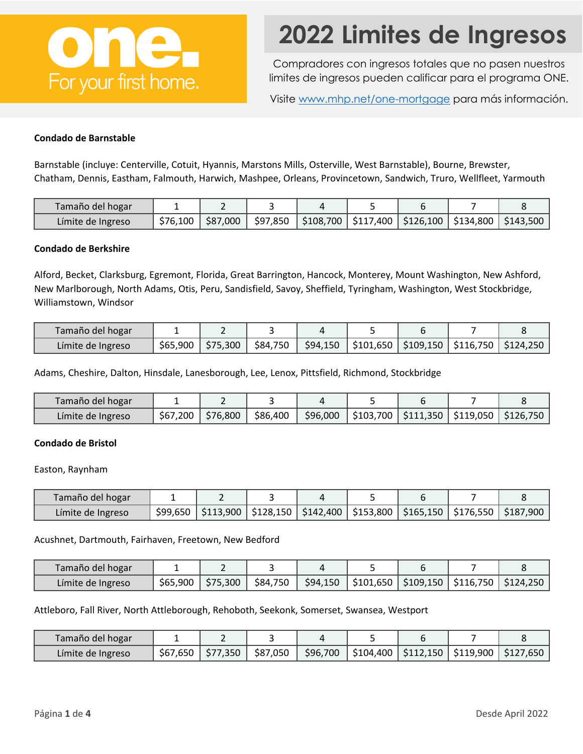**one.**
For your first home.

# 2022 Limites de Ingresos

Compradores con ingresos totales que no pasen nuestros limites de ingresos pueden calificar para el programa ONE.

Visite www.mhp.net/one-mortgage para más información.

### Condado de Barnstable

Barnstable (incluye: Centerville, Cotuit, Hyannis, Marstons Mills, Osterville, West Barnstable), Bourne, Brewster, Chatham, Dennis, Eastham, Falmouth, Harwich, Mashpee, Orleans, Provincetown, Sandwich, Truro, Wellfleet, Yarmouth

| Tamaño del hogar | 1 | 2 | 3 | 4 | 5 | 6 | 7 | 8 |
|---|---|---|---|---|---|---|---|---|
| Límite de Ingreso | $76,100 | $87,000 | $97,850 | $108,700 | $117,400 | $126,100 | $134,800 | $143,500 |

### Condado de Berkshire

Alford, Becket, Clarksburg, Egremont, Florida, Great Barrington, Hancock, Monterey, Mount Washington, New Ashford, New Marlborough, North Adams, Otis, Peru, Sandisfield, Savoy, Sheffield, Tyringham, Washington, West Stockbridge, Williamstown, Windsor

| Tamaño del hogar | 1 | 2 | 3 | 4 | 5 | 6 | 7 | 8 |
|---|---|---|---|---|---|---|---|---|
| Límite de Ingreso | $65,900 | $75,300 | $84,750 | $94,150 | $101,650 | $109,150 | $116,750 | $124,250 |

Adams, Cheshire, Dalton, Hinsdale, Lanesborough, Lee, Lenox, Pittsfield, Richmond, Stockbridge

| Tamaño del hogar | 1 | 2 | 3 | 4 | 5 | 6 | 7 | 8 |
|---|---|---|---|---|---|---|---|---|
| Límite de Ingreso | $67,200 | $76,800 | $86,400 | $96,000 | $103,700 | $111,350 | $119,050 | $126,750 |

### Condado de Bristol

Easton, Raynham

| Tamaño del hogar | 1 | 2 | 3 | 4 | 5 | 6 | 7 | 8 |
|---|---|---|---|---|---|---|---|---|
| Límite de Ingreso | $99,650 | $113,900 | $128,150 | $142,400 | $153,800 | $165,150 | $176,550 | $187,900 |

Acushnet, Dartmouth, Fairhaven, Freetown, New Bedford

| Tamaño del hogar | 1 | 2 | 3 | 4 | 5 | 6 | 7 | 8 |
|---|---|---|---|---|---|---|---|---|
| Límite de Ingreso | $65,900 | $75,300 | $84,750 | $94,150 | $101,650 | $109,150 | $116,750 | $124,250 |

Attleboro, Fall River, North Attleborough, Rehoboth, Seekonk, Somerset, Swansea, Westport

| Tamaño del hogar | 1 | 2 | 3 | 4 | 5 | 6 | 7 | 8 |
|---|---|---|---|---|---|---|---|---|
| Límite de Ingreso | $67,650 | $77,350 | $87,050 | $96,700 | $104,400 | $112,150 | $119,900 | $127,650 |

Desde April 2022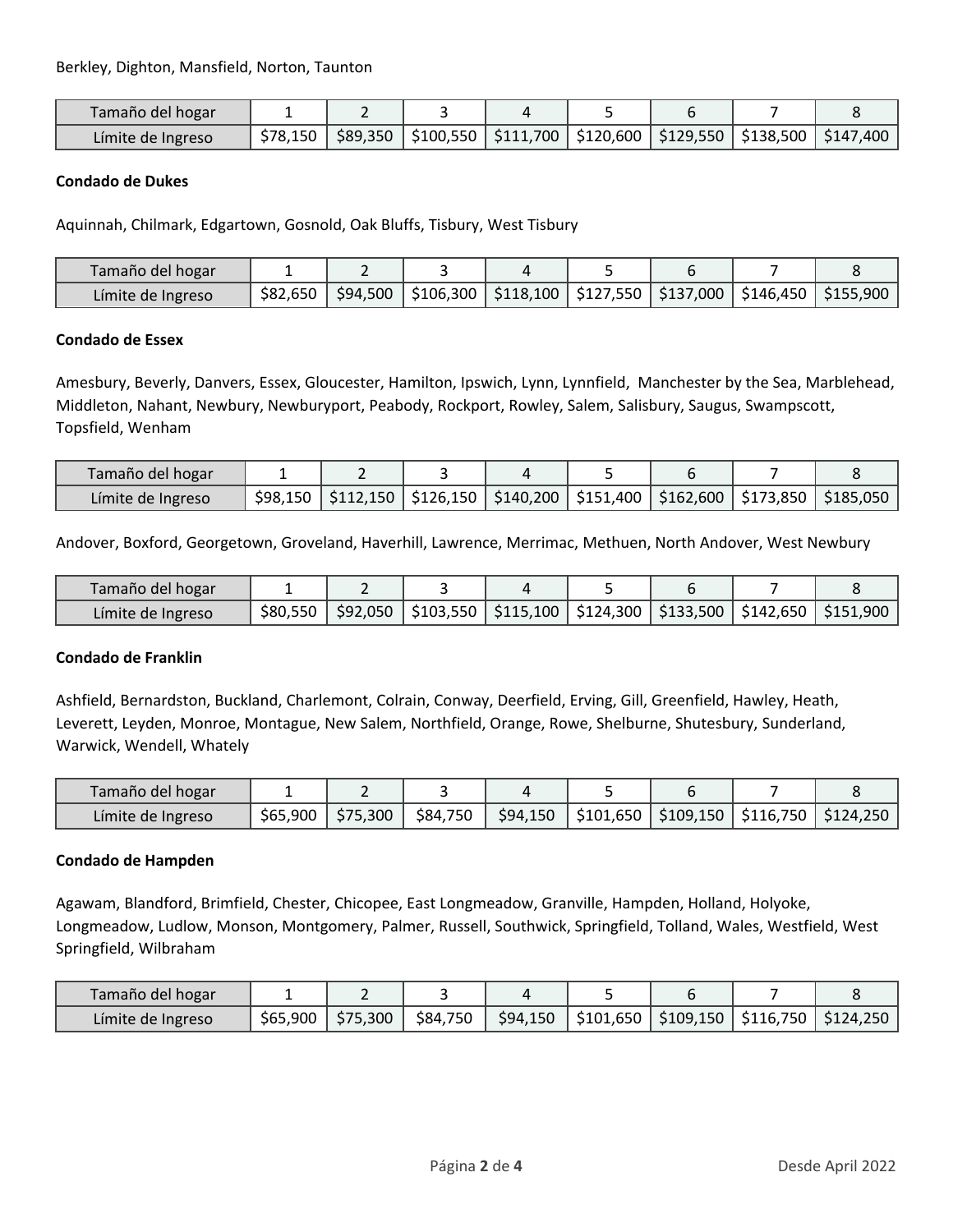Berkley, Dighton, Mansfield, Norton, Taunton

| Tamaño del hogar | 1 | 2 | 3 | 4 | 5 | 6 | 7 | 8 |
|---|---|---|---|---|---|---|---|---|
| Límite de Ingreso | $78,150 | $89,350 | $100,550 | $111,700 | $120,600 | $129,550 | $138,500 | $147,400 |

**Condado de Dukes**

Aquinnah, Chilmark, Edgartown, Gosnold, Oak Bluffs, Tisbury, West Tisbury

| Tamaño del hogar | 1 | 2 | 3 | 4 | 5 | 6 | 7 | 8 |
|---|---|---|---|---|---|---|---|---|
| Límite de Ingreso | $82,650 | $94,500 | $106,300 | $118,100 | $127,550 | $137,000 | $146,450 | $155,900 |

**Condado de Essex**

Amesbury, Beverly, Danvers, Essex, Gloucester, Hamilton, Ipswich, Lynn, Lynnfield, Manchester by the Sea, Marblehead, Middleton, Nahant, Newbury, Newburyport, Peabody, Rockport, Rowley, Salem, Salisbury, Saugus, Swampscott, Topsfield, Wenham

| Tamaño del hogar | 1 | 2 | 3 | 4 | 5 | 6 | 7 | 8 |
|---|---|---|---|---|---|---|---|---|
| Límite de Ingreso | $98,150 | $112,150 | $126,150 | $140,200 | $151,400 | $162,600 | $173,850 | $185,050 |

Andover, Boxford, Georgetown, Groveland, Haverhill, Lawrence, Merrimac, Methuen, North Andover, West Newbury

| Tamaño del hogar | 1 | 2 | 3 | 4 | 5 | 6 | 7 | 8 |
|---|---|---|---|---|---|---|---|---|
| Límite de Ingreso | $80,550 | $92,050 | $103,550 | $115,100 | $124,300 | $133,500 | $142,650 | $151,900 |

**Condado de Franklin**

Ashfield, Bernardston, Buckland, Charlemont, Colrain, Conway, Deerfield, Erving, Gill, Greenfield, Hawley, Heath, Leverett, Leyden, Monroe, Montague, New Salem, Northfield, Orange, Rowe, Shelburne, Shutesbury, Sunderland, Warwick, Wendell, Whately

| Tamaño del hogar | 1 | 2 | 3 | 4 | 5 | 6 | 7 | 8 |
|---|---|---|---|---|---|---|---|---|
| Límite de Ingreso | $65,900 | $75,300 | $84,750 | $94,150 | $101,650 | $109,150 | $116,750 | $124,250 |

**Condado de Hampden**

Agawam, Blandford, Brimfield, Chester, Chicopee, East Longmeadow, Granville, Hampden, Holland, Holyoke, Longmeadow, Ludlow, Monson, Montgomery, Palmer, Russell, Southwick, Springfield, Tolland, Wales, Westfield, West Springfield, Wilbraham

| Tamaño del hogar | 1 | 2 | 3 | 4 | 5 | 6 | 7 | 8 |
|---|---|---|---|---|---|---|---|---|
| Límite de Ingreso | $65,900 | $75,300 | $84,750 | $94,150 | $101,650 | $109,150 | $116,750 | $124,250 |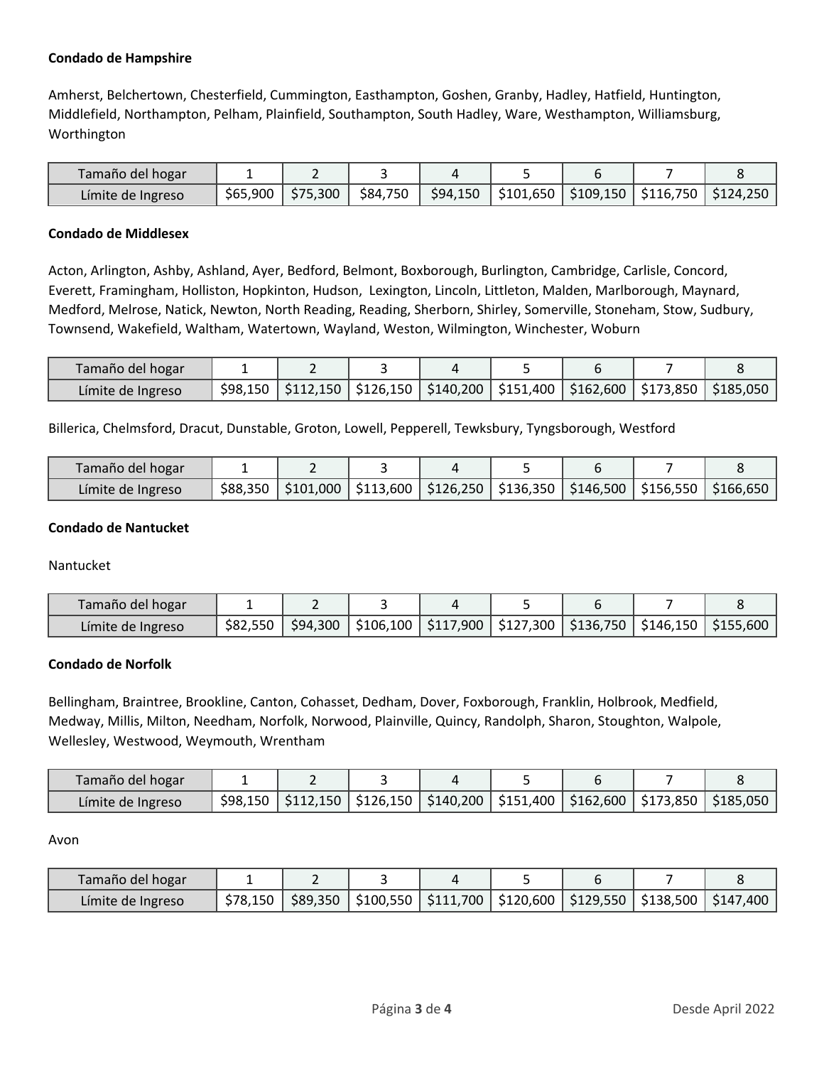**Condado de Hampshire**

Amherst, Belchertown, Chesterfield, Cummington, Easthampton, Goshen, Granby, Hadley, Hatfield, Huntington, Middlefield, Northampton, Pelham, Plainfield, Southampton, South Hadley, Ware, Westhampton, Williamsburg, Worthington

| Tamaño del hogar | 1 | 2 | 3 | 4 | 5 | 6 | 7 | 8 |
|---|---|---|---|---|---|---|---|---|
| Límite de Ingreso | $65,900 | $75,300 | $84,750 | $94,150 | $101,650 | $109,150 | $116,750 | $124,250 |

**Condado de Middlesex**

Acton, Arlington, Ashby, Ashland, Ayer, Bedford, Belmont, Boxborough, Burlington, Cambridge, Carlisle, Concord, Everett, Framingham, Holliston, Hopkinton, Hudson, Lexington, Lincoln, Littleton, Malden, Marlborough, Maynard, Medford, Melrose, Natick, Newton, North Reading, Reading, Sherborn, Shirley, Somerville, Stoneham, Stow, Sudbury, Townsend, Wakefield, Waltham, Watertown, Wayland, Weston, Wilmington, Winchester, Woburn

| Tamaño del hogar | 1 | 2 | 3 | 4 | 5 | 6 | 7 | 8 |
|---|---|---|---|---|---|---|---|---|
| Límite de Ingreso | $98,150 | $112,150 | $126,150 | $140,200 | $151,400 | $162,600 | $173,850 | $185,050 |

Billerica, Chelmsford, Dracut, Dunstable, Groton, Lowell, Pepperell, Tewksbury, Tyngsborough, Westford

| Tamaño del hogar | 1 | 2 | 3 | 4 | 5 | 6 | 7 | 8 |
|---|---|---|---|---|---|---|---|---|
| Límite de Ingreso | $88,350 | $101,000 | $113,600 | $126,250 | $136,350 | $146,500 | $156,550 | $166,650 |

**Condado de Nantucket**

Nantucket

| Tamaño del hogar | 1 | 2 | 3 | 4 | 5 | 6 | 7 | 8 |
|---|---|---|---|---|---|---|---|---|
| Límite de Ingreso | $82,550 | $94,300 | $106,100 | $117,900 | $127,300 | $136,750 | $146,150 | $155,600 |

**Condado de Norfolk**

Bellingham, Braintree, Brookline, Canton, Cohasset, Dedham, Dover, Foxborough, Franklin, Holbrook, Medfield, Medway, Millis, Milton, Needham, Norfolk, Norwood, Plainville, Quincy, Randolph, Sharon, Stoughton, Walpole, Wellesley, Westwood, Weymouth, Wrentham

| Tamaño del hogar | 1 | 2 | 3 | 4 | 5 | 6 | 7 | 8 |
|---|---|---|---|---|---|---|---|---|
| Límite de Ingreso | $98,150 | $112,150 | $126,150 | $140,200 | $151,400 | $162,600 | $173,850 | $185,050 |

Avon

| Tamaño del hogar | 1 | 2 | 3 | 4 | 5 | 6 | 7 | 8 |
|---|---|---|---|---|---|---|---|---|
| Límite de Ingreso | $78,150 | $89,350 | $100,550 | $111,700 | $120,600 | $129,550 | $138,500 | $147,400 |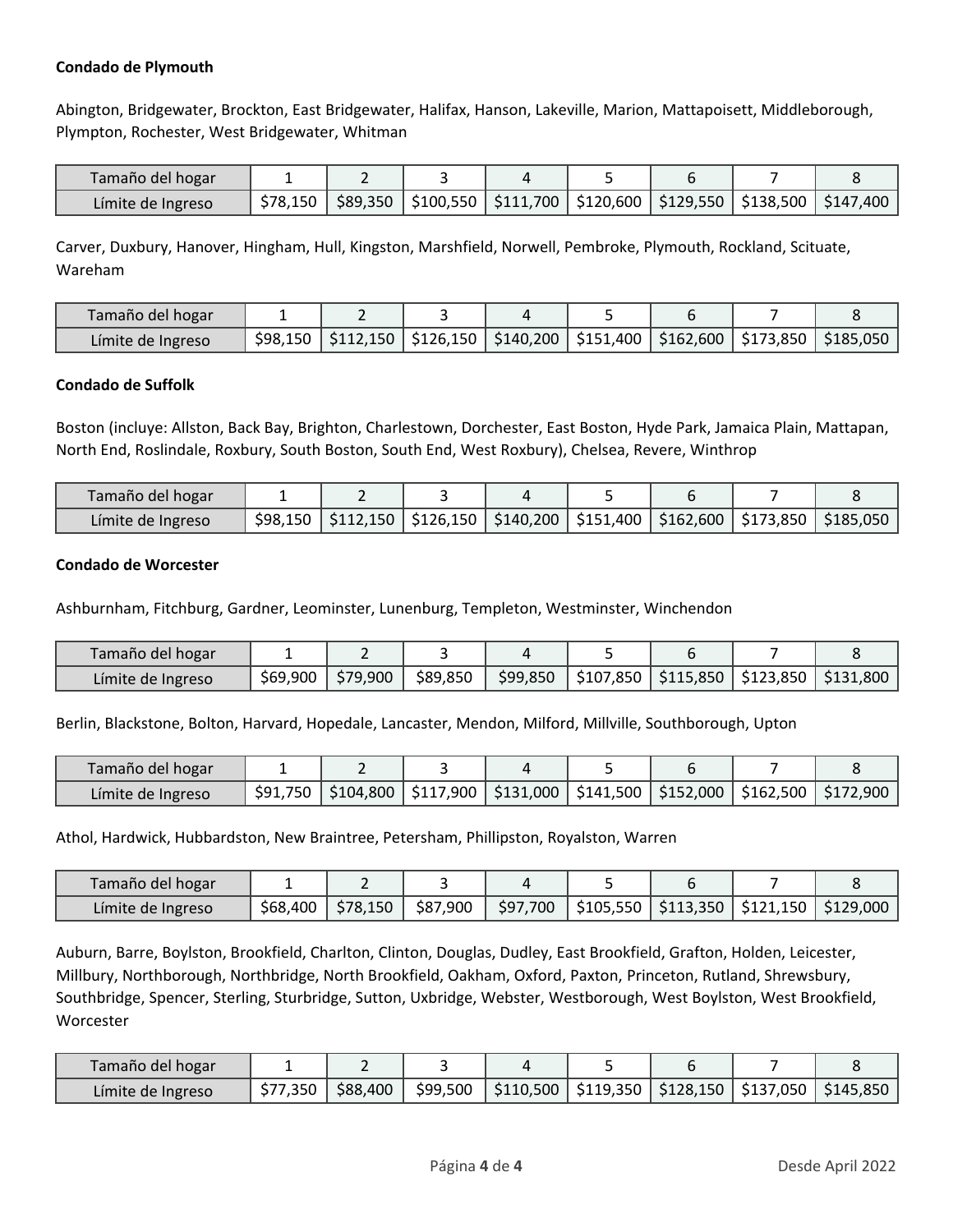**Condado de Plymouth**

Abington, Bridgewater, Brockton, East Bridgewater, Halifax, Hanson, Lakeville, Marion, Mattapoisett, Middleborough, Plympton, Rochester, West Bridgewater, Whitman

| Tamaño del hogar | 1 | 2 | 3 | 4 | 5 | 6 | 7 | 8 |
|---|---|---|---|---|---|---|---|---|
| Límite de Ingreso | $78,150 | $89,350 | $100,550 | $111,700 | $120,600 | $129,550 | $138,500 | $147,400 |

Carver, Duxbury, Hanover, Hingham, Hull, Kingston, Marshfield, Norwell, Pembroke, Plymouth, Rockland, Scituate, Wareham

| Tamaño del hogar | 1 | 2 | 3 | 4 | 5 | 6 | 7 | 8 |
|---|---|---|---|---|---|---|---|---|
| Límite de Ingreso | $98,150 | $112,150 | $126,150 | $140,200 | $151,400 | $162,600 | $173,850 | $185,050 |

**Condado de Suffolk**

Boston (incluye: Allston, Back Bay, Brighton, Charlestown, Dorchester, East Boston, Hyde Park, Jamaica Plain, Mattapan, North End, Roslindale, Roxbury, South Boston, South End, West Roxbury), Chelsea, Revere, Winthrop

| Tamaño del hogar | 1 | 2 | 3 | 4 | 5 | 6 | 7 | 8 |
|---|---|---|---|---|---|---|---|---|
| Límite de Ingreso | $98,150 | $112,150 | $126,150 | $140,200 | $151,400 | $162,600 | $173,850 | $185,050 |

**Condado de Worcester**

Ashburnham, Fitchburg, Gardner, Leominster, Lunenburg, Templeton, Westminster, Winchendon

| Tamaño del hogar | 1 | 2 | 3 | 4 | 5 | 6 | 7 | 8 |
|---|---|---|---|---|---|---|---|---|
| Límite de Ingreso | $69,900 | $79,900 | $89,850 | $99,850 | $107,850 | $115,850 | $123,850 | $131,800 |

Berlin, Blackstone, Bolton, Harvard, Hopedale, Lancaster, Mendon, Milford, Millville, Southborough, Upton

| Tamaño del hogar | 1 | 2 | 3 | 4 | 5 | 6 | 7 | 8 |
|---|---|---|---|---|---|---|---|---|
| Límite de Ingreso | $91,750 | $104,800 | $117,900 | $131,000 | $141,500 | $152,000 | $162,500 | $172,900 |

Athol, Hardwick, Hubbardston, New Braintree, Petersham, Phillipston, Royalston, Warren

| Tamaño del hogar | 1 | 2 | 3 | 4 | 5 | 6 | 7 | 8 |
|---|---|---|---|---|---|---|---|---|
| Límite de Ingreso | $68,400 | $78,150 | $87,900 | $97,700 | $105,550 | $113,350 | $121,150 | $129,000 |

Auburn, Barre, Boylston, Brookfield, Charlton, Clinton, Douglas, Dudley, East Brookfield, Grafton, Holden, Leicester, Millbury, Northborough, Northbridge, North Brookfield, Oakham, Oxford, Paxton, Princeton, Rutland, Shrewsbury, Southbridge, Spencer, Sterling, Sturbridge, Sutton, Uxbridge, Webster, Westborough, West Boylston, West Brookfield, Worcester

| Tamaño del hogar | 1 | 2 | 3 | 4 | 5 | 6 | 7 | 8 |
|---|---|---|---|---|---|---|---|---|
| Límite de Ingreso | $77,350 | $88,400 | $99,500 | $110,500 | $119,350 | $128,150 | $137,050 | $145,850 |

Desde April 2022